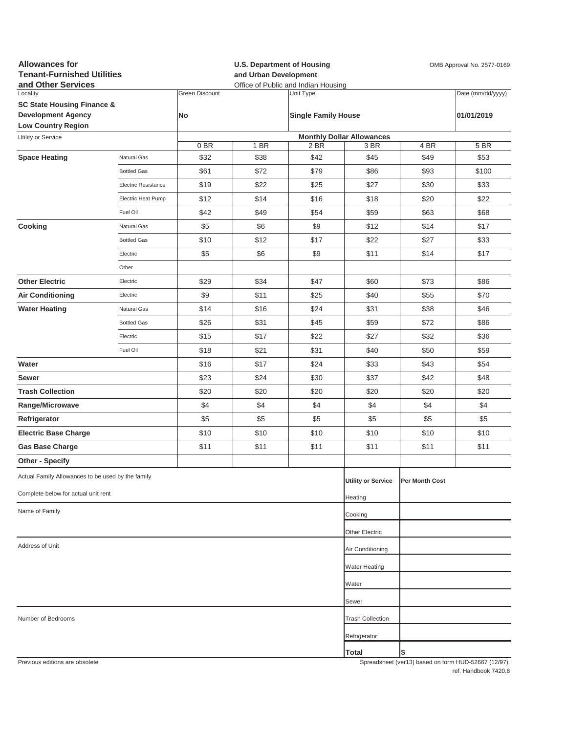**Allowances for Tenant-Furnished Utilities and Other Services**

**U.S. Department of Housing and Urban Development**
Office of Public and Indian Housing

OMB Approval No. 2577-0169

| Locality | Green Discount | Unit Type | Date (mm/dd/yyyy) |
|---|---|---|---|
| **SC State Housing Finance & Development Agency Low Country Region** | **No** | **Single Family House** | **01/01/2019** |

| Utility or Service | | Monthly Dollar Allowances | | | | | |
|---|---|---|---|---|---|---|---|
| | | 0 BR | 1 BR | 2 BR | 3 BR | 4 BR | 5 BR |
| **Space Heating** | Natural Gas | $32 | $38 | $42 | $45 | $49 | $53 |
| | Bottled Gas | $61 | $72 | $79 | $86 | $93 | $100 |
| | Electric Resistance | $19 | $22 | $25 | $27 | $30 | $33 |
| | Electric Heat Pump | $12 | $14 | $16 | $18 | $20 | $22 |
| | Fuel Oil | $42 | $49 | $54 | $59 | $63 | $68 |
| **Cooking** | Natural Gas | $5 | $6 | $9 | $12 | $14 | $17 |
| | Bottled Gas | $10 | $12 | $17 | $22 | $27 | $33 |
| | Electric | $5 | $6 | $9 | $11 | $14 | $17 |
| | Other | | | | | | |
| **Other Electric** | Electric | $29 | $34 | $47 | $60 | $73 | $86 |
| **Air Conditioning** | Electric | $9 | $11 | $25 | $40 | $55 | $70 |
| **Water Heating** | Natural Gas | $14 | $16 | $24 | $31 | $38 | $46 |
| | Bottled Gas | $26 | $31 | $45 | $59 | $72 | $86 |
| | Electric | $15 | $17 | $22 | $27 | $32 | $36 |
| | Fuel Oil | $18 | $21 | $31 | $40 | $50 | $59 |
| **Water** | | $16 | $17 | $24 | $33 | $43 | $54 |
| **Sewer** | | $23 | $24 | $30 | $37 | $42 | $48 |
| **Trash Collection** | | $20 | $20 | $20 | $20 | $20 | $20 |
| **Range/Microwave** | | $4 | $4 | $4 | $4 | $4 | $4 |
| **Refrigerator** | | $5 | $5 | $5 | $5 | $5 | $5 |
| **Electric Base Charge** | | $10 | $10 | $10 | $10 | $10 | $10 |
| **Gas Base Charge** | | $11 | $11 | $11 | $11 | $11 | $11 |
| **Other - Specify** | | | | | | | |

Actual Family Allowances to be used by the family

Complete below for actual unit rent

Name of Family

Address of Unit

Number of Bedrooms

| Utility or Service | Per Month Cost |
|---|---|
| Heating | |
| Cooking | |
| Other Electric | |
| Air Conditioning | |
| Water Heating | |
| Water | |
| Sewer | |
| Trash Collection | |
| Refrigerator | |
| **Total** | **$** |

Previous editions are obsolete

Spreadsheet (ver13) based on form HUD-52667 (12/97).
ref. Handbook 7420.8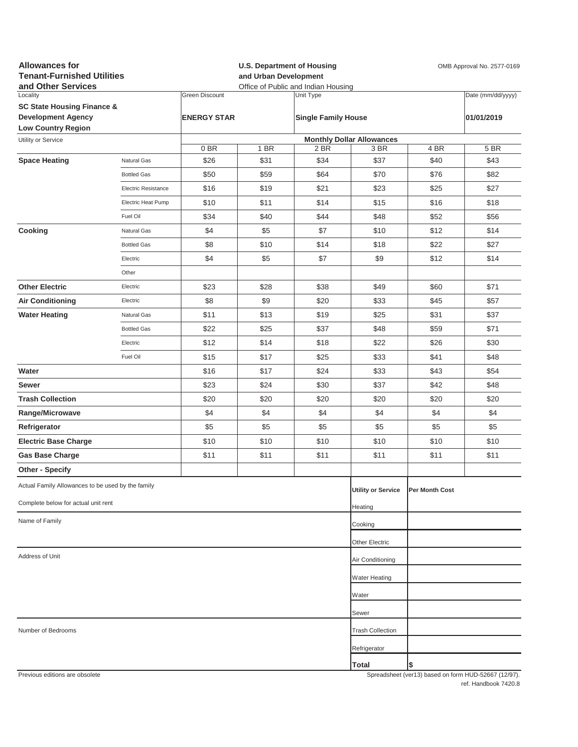**Allowances for Tenant-Furnished Utilities and Other Services**

**U.S. Department of Housing and Urban Development**
Office of Public and Indian Housing

OMB Approval No. 2577-0169

| Locality | Green Discount | Unit Type | Date (mm/dd/yyyy) |
|---|---|---|---|
| **SC State Housing Finance & Development Agency Low Country Region** | **ENERGY STAR** | **Single Family House** | **01/01/2019** |

| Utility or Service | | 0 BR | 1 BR | 2 BR | 3 BR | 4 BR | 5 BR |
|---|---|---|---|---|---|---|---|
| | | **Monthly Dollar Allowances** | | | | | |
| **Space Heating** | Natural Gas | $26 | $31 | $34 | $37 | $40 | $43 |
| | Bottled Gas | $50 | $59 | $64 | $70 | $76 | $82 |
| | Electric Resistance | $16 | $19 | $21 | $23 | $25 | $27 |
| | Electric Heat Pump | $10 | $11 | $14 | $15 | $16 | $18 |
| | Fuel Oil | $34 | $40 | $44 | $48 | $52 | $56 |
| **Cooking** | Natural Gas | $4 | $5 | $7 | $10 | $12 | $14 |
| | Bottled Gas | $8 | $10 | $14 | $18 | $22 | $27 |
| | Electric | $4 | $5 | $7 | $9 | $12 | $14 |
| | Other | | | | | | |
| **Other Electric** | Electric | $23 | $28 | $38 | $49 | $60 | $71 |
| **Air Conditioning** | Electric | $8 | $9 | $20 | $33 | $45 | $57 |
| **Water Heating** | Natural Gas | $11 | $13 | $19 | $25 | $31 | $37 |
| | Bottled Gas | $22 | $25 | $37 | $48 | $59 | $71 |
| | Electric | $12 | $14 | $18 | $22 | $26 | $30 |
| | Fuel Oil | $15 | $17 | $25 | $33 | $41 | $48 |
| **Water** | | $16 | $17 | $24 | $33 | $43 | $54 |
| **Sewer** | | $23 | $24 | $30 | $37 | $42 | $48 |
| **Trash Collection** | | $20 | $20 | $20 | $20 | $20 | $20 |
| **Range/Microwave** | | $4 | $4 | $4 | $4 | $4 | $4 |
| **Refrigerator** | | $5 | $5 | $5 | $5 | $5 | $5 |
| **Electric Base Charge** | | $10 | $10 | $10 | $10 | $10 | $10 |
| **Gas Base Charge** | | $11 | $11 | $11 | $11 | $11 | $11 |
| **Other - Specify** | | | | | | | |

Actual Family Allowances to be used by the family

Complete below for actual unit rent

Name of Family

Address of Unit

Number of Bedrooms

| Utility or Service | Per Month Cost |
|---|---|
| Heating | |
| Cooking | |
| Other Electric | |
| Air Conditioning | |
| Water Heating | |
| Water | |
| Sewer | |
| Trash Collection | |
| Refrigerator | |
| **Total** | $ |

Previous editions are obsolete

Spreadsheet (ver13) based on form HUD-52667 (12/97).
ref. Handbook 7420.8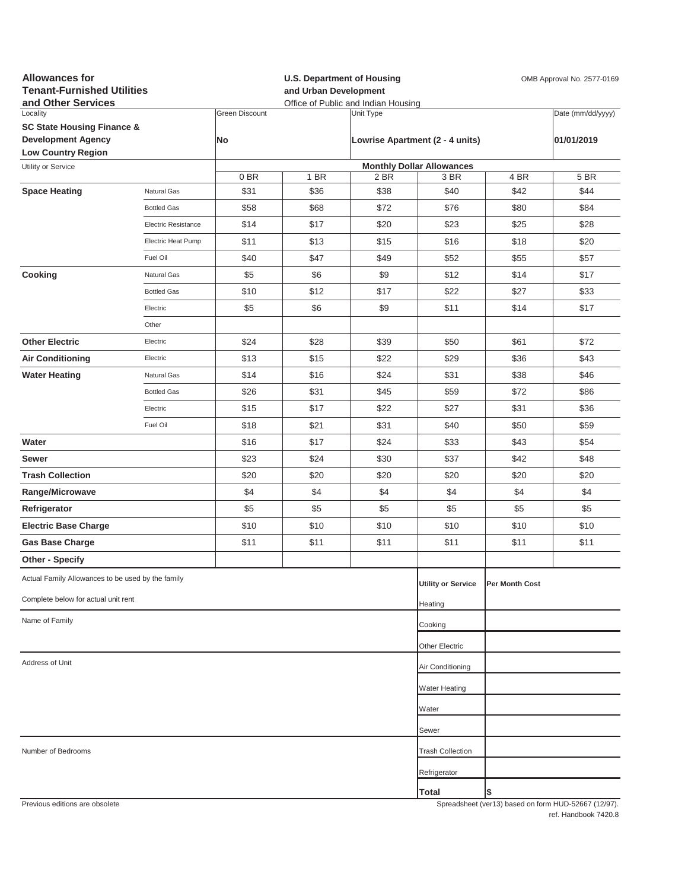**Allowances for Tenant-Furnished Utilities and Other Services**

**U.S. Department of Housing and Urban Development**
Office of Public and Indian Housing

OMB Approval No. 2577-0169

| Locality | Green Discount | Unit Type | Date (mm/dd/yyyy) |
|---|---|---|---|
| **SC State Housing Finance & Development Agency Low Country Region** | **No** | **Lowrise Apartment (2 - 4 units)** | **01/01/2019** |

| Utility or Service | | Monthly Dollar Allowances | | | | | |
|---|---|---|---|---|---|---|---|
| | | 0 BR | 1 BR | 2 BR | 3 BR | 4 BR | 5 BR |
| **Space Heating** | Natural Gas | $31 | $36 | $38 | $40 | $42 | $44 |
| | Bottled Gas | $58 | $68 | $72 | $76 | $80 | $84 |
| | Electric Resistance | $14 | $17 | $20 | $23 | $25 | $28 |
| | Electric Heat Pump | $11 | $13 | $15 | $16 | $18 | $20 |
| | Fuel Oil | $40 | $47 | $49 | $52 | $55 | $57 |
| **Cooking** | Natural Gas | $5 | $6 | $9 | $12 | $14 | $17 |
| | Bottled Gas | $10 | $12 | $17 | $22 | $27 | $33 |
| | Electric | $5 | $6 | $9 | $11 | $14 | $17 |
| | Other | | | | | | |
| **Other Electric** | Electric | $24 | $28 | $39 | $50 | $61 | $72 |
| **Air Conditioning** | Electric | $13 | $15 | $22 | $29 | $36 | $43 |
| **Water Heating** | Natural Gas | $14 | $16 | $24 | $31 | $38 | $46 |
| | Bottled Gas | $26 | $31 | $45 | $59 | $72 | $86 |
| | Electric | $15 | $17 | $22 | $27 | $31 | $36 |
| | Fuel Oil | $18 | $21 | $31 | $40 | $50 | $59 |
| **Water** | | $16 | $17 | $24 | $33 | $43 | $54 |
| **Sewer** | | $23 | $24 | $30 | $37 | $42 | $48 |
| **Trash Collection** | | $20 | $20 | $20 | $20 | $20 | $20 |
| **Range/Microwave** | | $4 | $4 | $4 | $4 | $4 | $4 |
| **Refrigerator** | | $5 | $5 | $5 | $5 | $5 | $5 |
| **Electric Base Charge** | | $10 | $10 | $10 | $10 | $10 | $10 |
| **Gas Base Charge** | | $11 | $11 | $11 | $11 | $11 | $11 |
| **Other - Specify** | | | | | | | |

Actual Family Allowances to be used by the family

Complete below for actual unit rent

Name of Family

Address of Unit

Number of Bedrooms

| Utility or Service | Per Month Cost |
|---|---|
| Heating | |
| Cooking | |
| Other Electric | |
| Air Conditioning | |
| Water Heating | |
| Water | |
| Sewer | |
| Trash Collection | |
| Refrigerator | |
| **Total** | $ |

Previous editions are obsolete

Spreadsheet (ver13) based on form HUD-52667 (12/97).
ref. Handbook 7420.8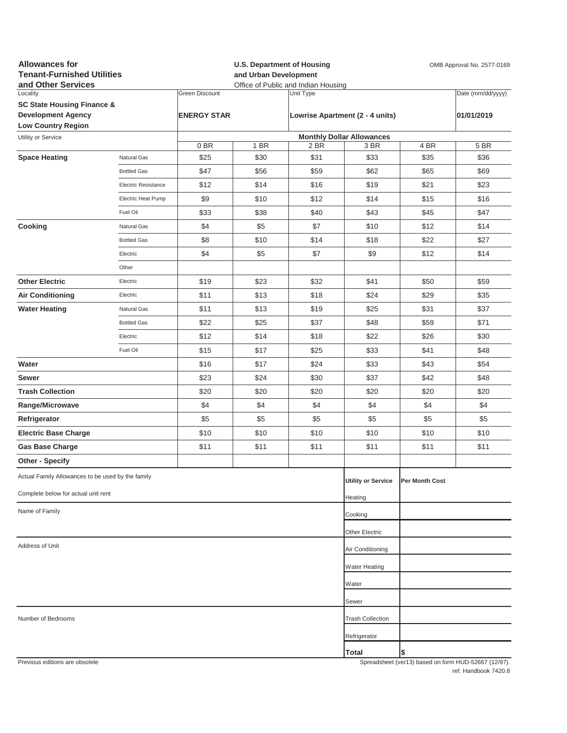**Allowances for Tenant-Furnished Utilities and Other Services**

**U.S. Department of Housing and Urban Development**
Office of Public and Indian Housing

OMB Approval No. 2577-0169

| Locality | Green Discount | Unit Type | Date (mm/dd/yyyy) |
|---|---|---|---|
| **SC State Housing Finance & Development Agency Low Country Region** | **ENERGY STAR** | **Lowrise Apartment (2 - 4 units)** | **01/01/2019** |

| Utility or Service | | Monthly Dollar Allowances | | | | | |
|---|---|---|---|---|---|---|---|
| | | 0 BR | 1 BR | 2 BR | 3 BR | 4 BR | 5 BR |
| **Space Heating** | Natural Gas | $25 | $30 | $31 | $33 | $35 | $36 |
| | Bottled Gas | $47 | $56 | $59 | $62 | $65 | $69 |
| | Electric Resistance | $12 | $14 | $16 | $19 | $21 | $23 |
| | Electric Heat Pump | $9 | $10 | $12 | $14 | $15 | $16 |
| | Fuel Oil | $33 | $38 | $40 | $43 | $45 | $47 |
| **Cooking** | Natural Gas | $4 | $5 | $7 | $10 | $12 | $14 |
| | Bottled Gas | $8 | $10 | $14 | $18 | $22 | $27 |
| | Electric | $4 | $5 | $7 | $9 | $12 | $14 |
| | Other | | | | | | |
| **Other Electric** | Electric | $19 | $23 | $32 | $41 | $50 | $59 |
| **Air Conditioning** | Electric | $11 | $13 | $18 | $24 | $29 | $35 |
| **Water Heating** | Natural Gas | $11 | $13 | $19 | $25 | $31 | $37 |
| | Bottled Gas | $22 | $25 | $37 | $48 | $59 | $71 |
| | Electric | $12 | $14 | $18 | $22 | $26 | $30 |
| | Fuel Oil | $15 | $17 | $25 | $33 | $41 | $48 |
| **Water** | | $16 | $17 | $24 | $33 | $43 | $54 |
| **Sewer** | | $23 | $24 | $30 | $37 | $42 | $48 |
| **Trash Collection** | | $20 | $20 | $20 | $20 | $20 | $20 |
| **Range/Microwave** | | $4 | $4 | $4 | $4 | $4 | $4 |
| **Refrigerator** | | $5 | $5 | $5 | $5 | $5 | $5 |
| **Electric Base Charge** | | $10 | $10 | $10 | $10 | $10 | $10 |
| **Gas Base Charge** | | $11 | $11 | $11 | $11 | $11 | $11 |
| **Other - Specify** | | | | | | | |

Actual Family Allowances to be used by the family

Complete below for actual unit rent

Name of Family

Address of Unit

Number of Bedrooms

| **Utility or Service** | **Per Month Cost** |
|---|---|
| Heating | |
| Cooking | |
| Other Electric | |
| Air Conditioning | |
| Water Heating | |
| Water | |
| Sewer | |
| Trash Collection | |
| Refrigerator | |
| **Total** | **$** |

Previous editions are obsolete

Spreadsheet (ver13) based on form HUD-52667 (12/97).
ref. Handbook 7420.8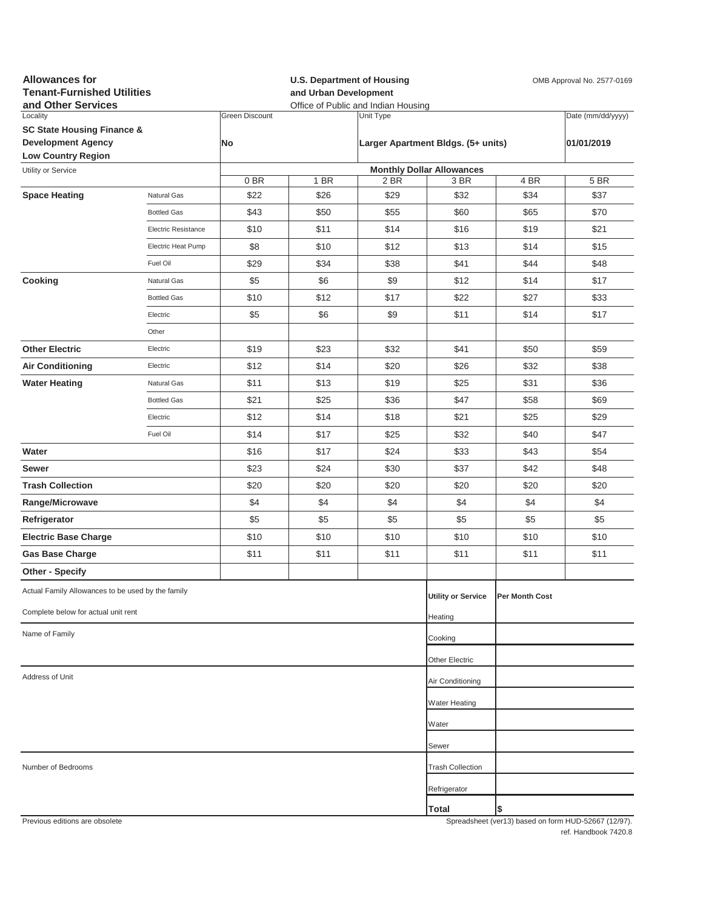**Allowances for Tenant-Furnished Utilities and Other Services**

**U.S. Department of Housing and Urban Development**
Office of Public and Indian Housing

OMB Approval No. 2577-0169

| Locality | Green Discount | Unit Type | Date (mm/dd/yyyy) |
|---|---|---|---|
| **SC State Housing Finance & Development Agency Low Country Region** | **No** | **Larger Apartment Bldgs. (5+ units)** | **01/01/2019** |

| Utility or Service | | Monthly Dollar Allowances | | | | | |
|---|---|---|---|---|---|---|---|
| | | 0 BR | 1 BR | 2 BR | 3 BR | 4 BR | 5 BR |
| **Space Heating** | Natural Gas | $22 | $26 | $29 | $32 | $34 | $37 |
| | Bottled Gas | $43 | $50 | $55 | $60 | $65 | $70 |
| | Electric Resistance | $10 | $11 | $14 | $16 | $19 | $21 |
| | Electric Heat Pump | $8 | $10 | $12 | $13 | $14 | $15 |
| | Fuel Oil | $29 | $34 | $38 | $41 | $44 | $48 |
| **Cooking** | Natural Gas | $5 | $6 | $9 | $12 | $14 | $17 |
| | Bottled Gas | $10 | $12 | $17 | $22 | $27 | $33 |
| | Electric | $5 | $6 | $9 | $11 | $14 | $17 |
| | Other | | | | | | |
| **Other Electric** | Electric | $19 | $23 | $32 | $41 | $50 | $59 |
| **Air Conditioning** | Electric | $12 | $14 | $20 | $26 | $32 | $38 |
| **Water Heating** | Natural Gas | $11 | $13 | $19 | $25 | $31 | $36 |
| | Bottled Gas | $21 | $25 | $36 | $47 | $58 | $69 |
| | Electric | $12 | $14 | $18 | $21 | $25 | $29 |
| | Fuel Oil | $14 | $17 | $25 | $32 | $40 | $47 |
| **Water** | | $16 | $17 | $24 | $33 | $43 | $54 |
| **Sewer** | | $23 | $24 | $30 | $37 | $42 | $48 |
| **Trash Collection** | | $20 | $20 | $20 | $20 | $20 | $20 |
| **Range/Microwave** | | $4 | $4 | $4 | $4 | $4 | $4 |
| **Refrigerator** | | $5 | $5 | $5 | $5 | $5 | $5 |
| **Electric Base Charge** | | $10 | $10 | $10 | $10 | $10 | $10 |
| **Gas Base Charge** | | $11 | $11 | $11 | $11 | $11 | $11 |
| **Other - Specify** | | | | | | | |

Actual Family Allowances to be used by the family

Complete below for actual unit rent

Name of Family

Address of Unit

Number of Bedrooms

| Utility or Service | Per Month Cost |
|---|---|
| Heating | |
| Cooking | |
| Other Electric | |
| Air Conditioning | |
| Water Heating | |
| Water | |
| Sewer | |
| Trash Collection | |
| Refrigerator | |
| **Total** | $ |

Previous editions are obsolete

Spreadsheet (ver13) based on form HUD-52667 (12/97). ref. Handbook 7420.8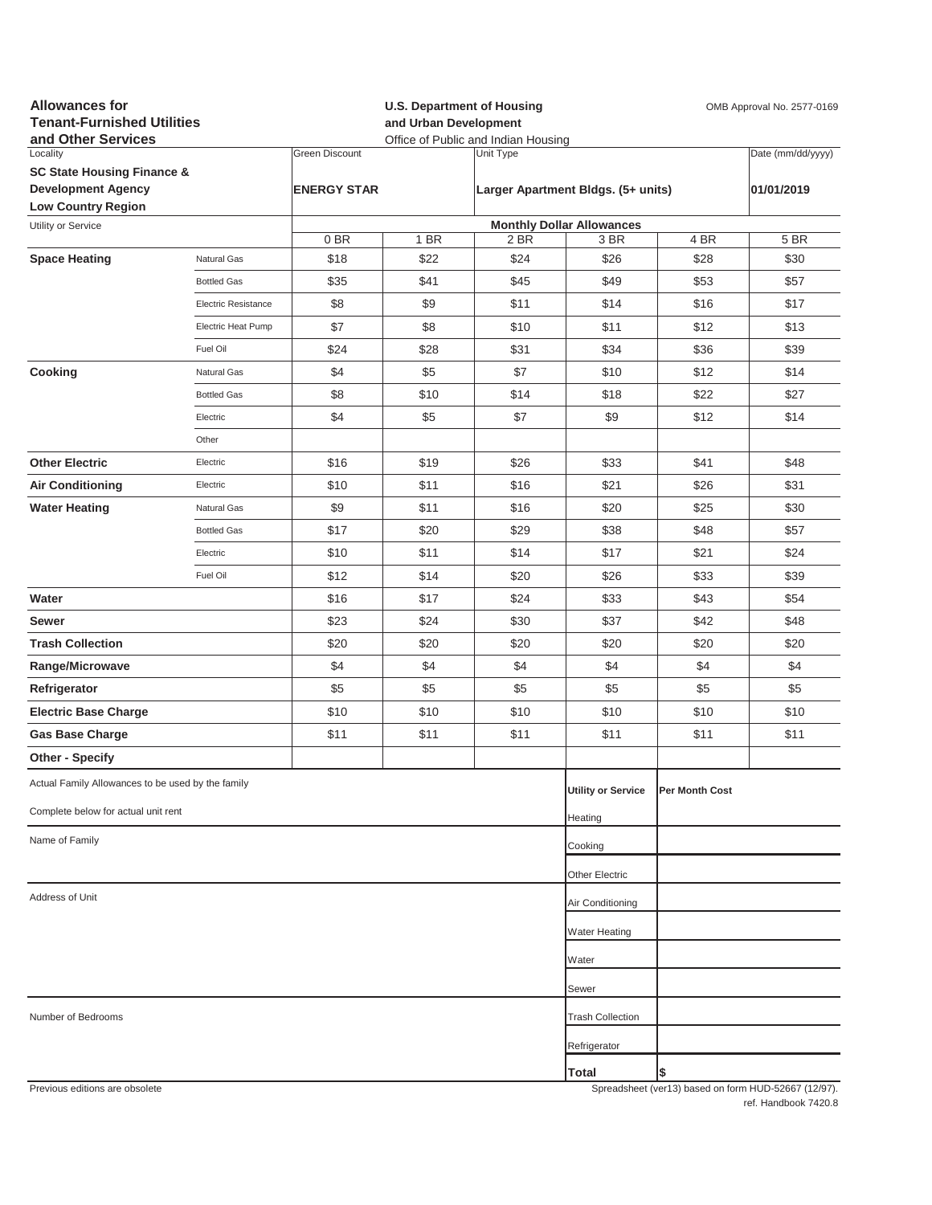**Allowances for Tenant-Furnished Utilities and Other Services**

**U.S. Department of Housing and Urban Development**
Office of Public and Indian Housing

OMB Approval No. 2577-0169

| Locality | Green Discount | Unit Type | Date (mm/dd/yyyy) |
|---|---|---|---|
| **SC State Housing Finance & Development Agency Low Country Region** | **ENERGY STAR** | **Larger Apartment Bldgs. (5+ units)** | **01/01/2019** |

| Utility or Service | | Monthly Dollar Allowances | | | | | |
|---|---|---|---|---|---|---|---|
| | | 0 BR | 1 BR | 2 BR | 3 BR | 4 BR | 5 BR |
| **Space Heating** | Natural Gas | $18 | $22 | $24 | $26 | $28 | $30 |
| | Bottled Gas | $35 | $41 | $45 | $49 | $53 | $57 |
| | Electric Resistance | $8 | $9 | $11 | $14 | $16 | $17 |
| | Electric Heat Pump | $7 | $8 | $10 | $11 | $12 | $13 |
| | Fuel Oil | $24 | $28 | $31 | $34 | $36 | $39 |
| **Cooking** | Natural Gas | $4 | $5 | $7 | $10 | $12 | $14 |
| | Bottled Gas | $8 | $10 | $14 | $18 | $22 | $27 |
| | Electric | $4 | $5 | $7 | $9 | $12 | $14 |
| | Other | | | | | | |
| **Other Electric** | Electric | $16 | $19 | $26 | $33 | $41 | $48 |
| **Air Conditioning** | Electric | $10 | $11 | $16 | $21 | $26 | $31 |
| **Water Heating** | Natural Gas | $9 | $11 | $16 | $20 | $25 | $30 |
| | Bottled Gas | $17 | $20 | $29 | $38 | $48 | $57 |
| | Electric | $10 | $11 | $14 | $17 | $21 | $24 |
| | Fuel Oil | $12 | $14 | $20 | $26 | $33 | $39 |
| **Water** | | $16 | $17 | $24 | $33 | $43 | $54 |
| **Sewer** | | $23 | $24 | $30 | $37 | $42 | $48 |
| **Trash Collection** | | $20 | $20 | $20 | $20 | $20 | $20 |
| **Range/Microwave** | | $4 | $4 | $4 | $4 | $4 | $4 |
| **Refrigerator** | | $5 | $5 | $5 | $5 | $5 | $5 |
| **Electric Base Charge** | | $10 | $10 | $10 | $10 | $10 | $10 |
| **Gas Base Charge** | | $11 | $11 | $11 | $11 | $11 | $11 |
| **Other - Specify** | | | | | | | |

Actual Family Allowances to be used by the family

Complete below for actual unit rent

Name of Family

Address of Unit

Number of Bedrooms

| Utility or Service | Per Month Cost |
|---|---|
| Heating | |
| Cooking | |
| Other Electric | |
| Air Conditioning | |
| Water Heating | |
| Water | |
| Sewer | |
| Trash Collection | |
| Refrigerator | |
| **Total** | $ |

Previous editions are obsolete

Spreadsheet (ver13) based on form HUD-52667 (12/97).
ref. Handbook 7420.8